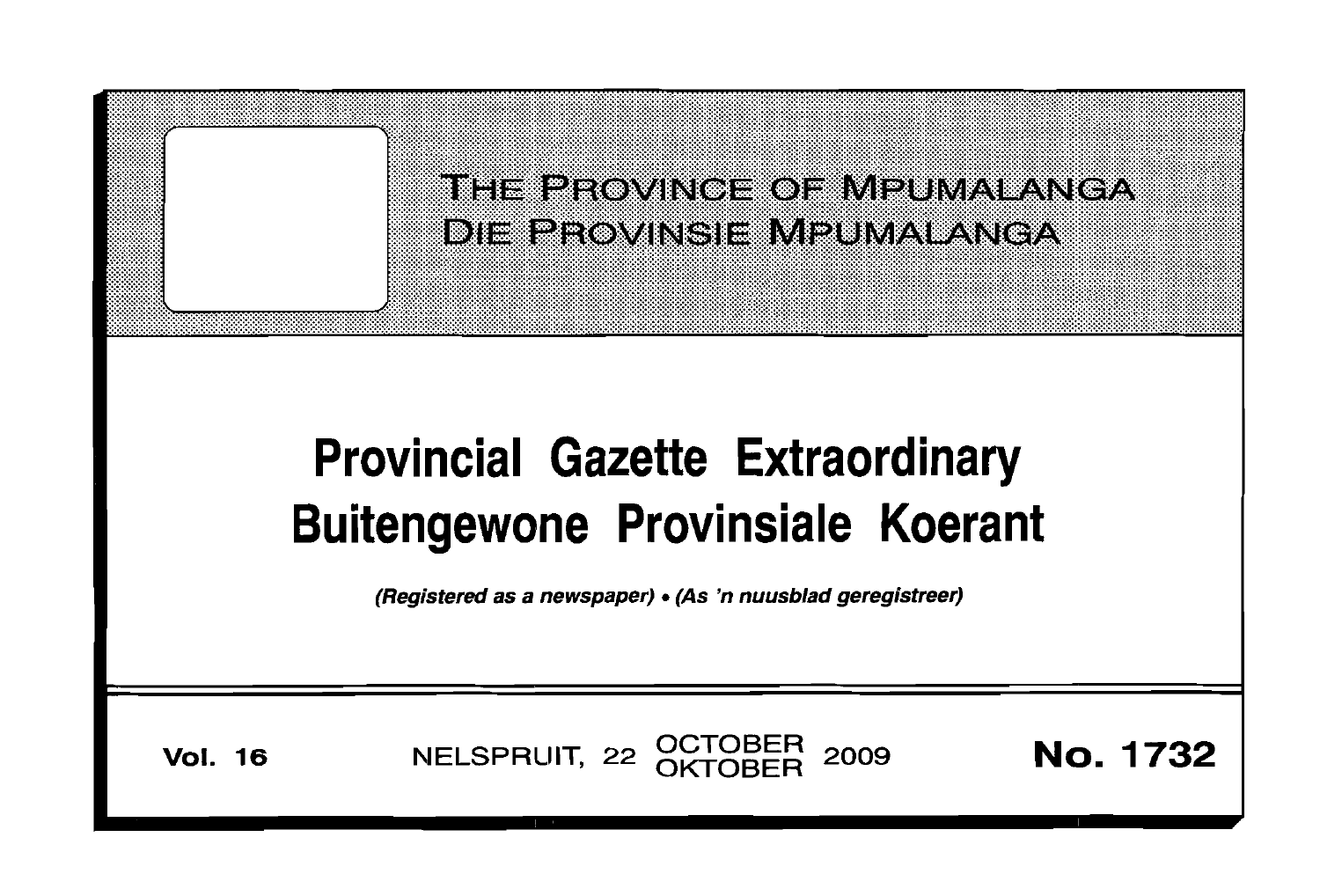THE PROVINCE OF MPUMALANGA
DIE PROVINSIE MPUMALANGA

# Provincial Gazette Extraordinary
# Buitengewone Provinsiale Koerant

*(Registered as a newspaper) • (As 'n nuusblad geregistreer)*

**Vol. 16** NELSPRUIT, 22 OCTOBER / OKTOBER 2009 **No. 1732**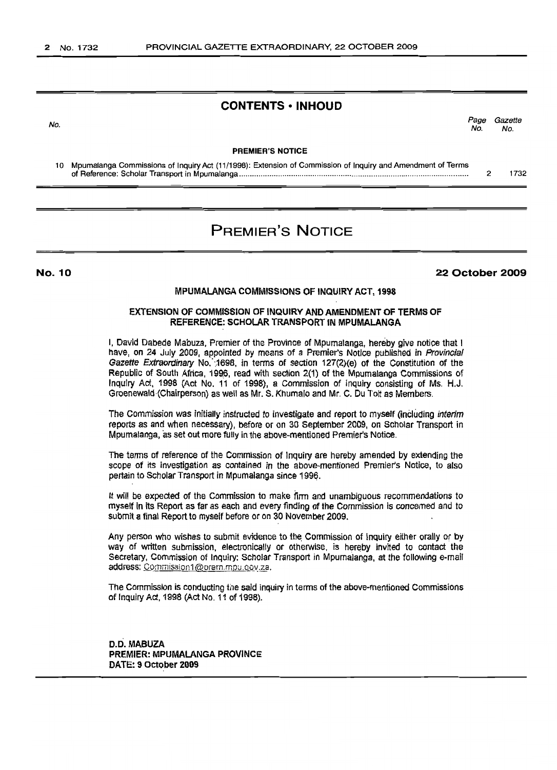## CONTENTS • INHOUD

| No. | | Page No. | Gazette No. |
|---|---|---|---|
| | **PREMIER'S NOTICE** | | |
| 10 | Mpumalanga Commissions of Inquiry Act (11/1998): Extension of Commission of Inquiry and Amendment of Terms of Reference: Scholar Transport in Mpumalanga | 2 | 1732 |

# PREMIER'S NOTICE

**No. 10** **22 October 2009**

### MPUMALANGA COMMISSIONS OF INQUIRY ACT, 1998

### EXTENSION OF COMMISSION OF INQUIRY AND AMENDMENT OF TERMS OF REFERENCE: SCHOLAR TRANSPORT IN MPUMALANGA

I, David Dabede Mabuza, Premier of the Province of Mpumalanga, hereby give notice that I have, on 24 July 2009, appointed by means of a Premier's Notice published in *Provincial Gazette Extraordinary* No. 1698, in terms of section 127(2)(e) of the Constitution of the Republic of South Africa, 1996, read with section 2(1) of the Mpumalanga Commissions of Inquiry Act, 1998 (Act No. 11 of 1998), a Commission of Inquiry consisting of Ms. H.J. Groenewald (Chairperson) as well as Mr. S. Khumalo and Mr. C. Du Toit as Members.

The Commission was initially instructed to investigate and report to myself (including *interim* reports as and when necessary), before or on 30 September 2009, on Scholar Transport in Mpumalanga, as set out more fully in the above-mentioned Premier's Notice.

The terms of reference of the Commission of Inquiry are hereby amended by extending the scope of its investigation as contained in the above-mentioned Premier's Notice, to also pertain to Scholar Transport in Mpumalanga since 1996.

It will be expected of the Commission to make firm and unambiguous recommendations to myself in its Report as far as each and every finding of the Commission is concerned and to submit a final Report to myself before or on 30 November 2009.

Any person who wishes to submit evidence to the Commission of Inquiry either orally or by way of written submission, electronically or otherwise, is hereby invited to contact the Secretary, Commission of Inquiry: Scholar Transport in Mpumalanga, at the following e-mail address: Commission1@prem.mpu.gov.za.

The Commission is conducting the said inquiry in terms of the above-mentioned Commissions of Inquiry Act, 1998 (Act No. 11 of 1998).

**D.D. MABUZA**
**PREMIER: MPUMALANGA PROVINCE**
**DATE: 9 October 2009**